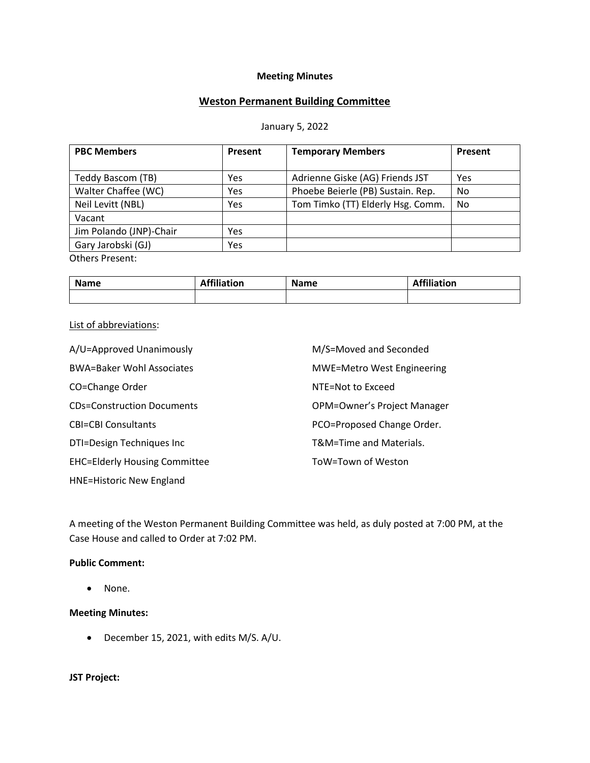**Meeting Minutes**

## Weston Permanent Building Committee

January 5, 2022

| PBC Members | Present | Temporary Members | Present |
|---|---|---|---|
| Teddy Bascom (TB) | Yes | Adrienne Giske (AG) Friends JST | Yes |
| Walter Chaffee (WC) | Yes | Phoebe Beierle (PB) Sustain. Rep. | No |
| Neil Levitt (NBL) | Yes | Tom Timko (TT) Elderly Hsg. Comm. | No |
| Vacant | | | |
| Jim Polando (JNP)-Chair | Yes | | |
| Gary Jarobski (GJ) | Yes | | |

Others Present:

| Name | Affiliation | Name | Affiliation |
|---|---|---|---|
| | | | |

List of abbreviations:

A/U=Approved Unanimously

BWA=Baker Wohl Associates

CO=Change Order

CDs=Construction Documents

CBI=CBI Consultants

DTI=Design Techniques Inc

EHC=Elderly Housing Committee

HNE=Historic New England

M/S=Moved and Seconded

MWE=Metro West Engineering

NTE=Not to Exceed

OPM=Owner's Project Manager

PCO=Proposed Change Order.

T&M=Time and Materials.

ToW=Town of Weston

A meeting of the Weston Permanent Building Committee was held, as duly posted at 7:00 PM, at the Case House and called to Order at 7:02 PM.

**Public Comment:**

- None.

**Meeting Minutes:**

- December 15, 2021, with edits M/S. A/U.

**JST Project:**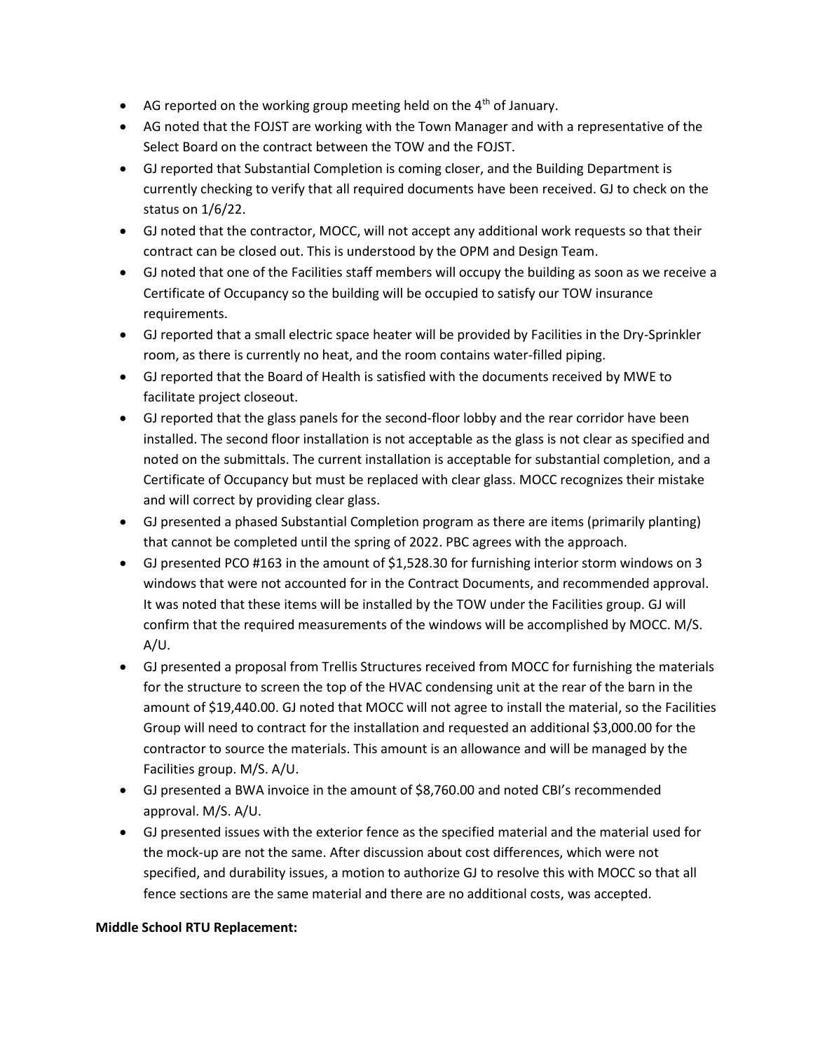- AG reported on the working group meeting held on the 4th of January.
- AG noted that the FOJST are working with the Town Manager and with a representative of the Select Board on the contract between the TOW and the FOJST.
- GJ reported that Substantial Completion is coming closer, and the Building Department is currently checking to verify that all required documents have been received. GJ to check on the status on 1/6/22.
- GJ noted that the contractor, MOCC, will not accept any additional work requests so that their contract can be closed out. This is understood by the OPM and Design Team.
- GJ noted that one of the Facilities staff members will occupy the building as soon as we receive a Certificate of Occupancy so the building will be occupied to satisfy our TOW insurance requirements.
- GJ reported that a small electric space heater will be provided by Facilities in the Dry-Sprinkler room, as there is currently no heat, and the room contains water-filled piping.
- GJ reported that the Board of Health is satisfied with the documents received by MWE to facilitate project closeout.
- GJ reported that the glass panels for the second-floor lobby and the rear corridor have been installed. The second floor installation is not acceptable as the glass is not clear as specified and noted on the submittals. The current installation is acceptable for substantial completion, and a Certificate of Occupancy but must be replaced with clear glass. MOCC recognizes their mistake and will correct by providing clear glass.
- GJ presented a phased Substantial Completion program as there are items (primarily planting) that cannot be completed until the spring of 2022. PBC agrees with the approach.
- GJ presented PCO #163 in the amount of $1,528.30 for furnishing interior storm windows on 3 windows that were not accounted for in the Contract Documents, and recommended approval. It was noted that these items will be installed by the TOW under the Facilities group. GJ will confirm that the required measurements of the windows will be accomplished by MOCC. M/S. A/U.
- GJ presented a proposal from Trellis Structures received from MOCC for furnishing the materials for the structure to screen the top of the HVAC condensing unit at the rear of the barn in the amount of $19,440.00. GJ noted that MOCC will not agree to install the material, so the Facilities Group will need to contract for the installation and requested an additional $3,000.00 for the contractor to source the materials. This amount is an allowance and will be managed by the Facilities group. M/S. A/U.
- GJ presented a BWA invoice in the amount of $8,760.00 and noted CBI's recommended approval. M/S. A/U.
- GJ presented issues with the exterior fence as the specified material and the material used for the mock-up are not the same. After discussion about cost differences, which were not specified, and durability issues, a motion to authorize GJ to resolve this with MOCC so that all fence sections are the same material and there are no additional costs, was accepted.

**Middle School RTU Replacement:**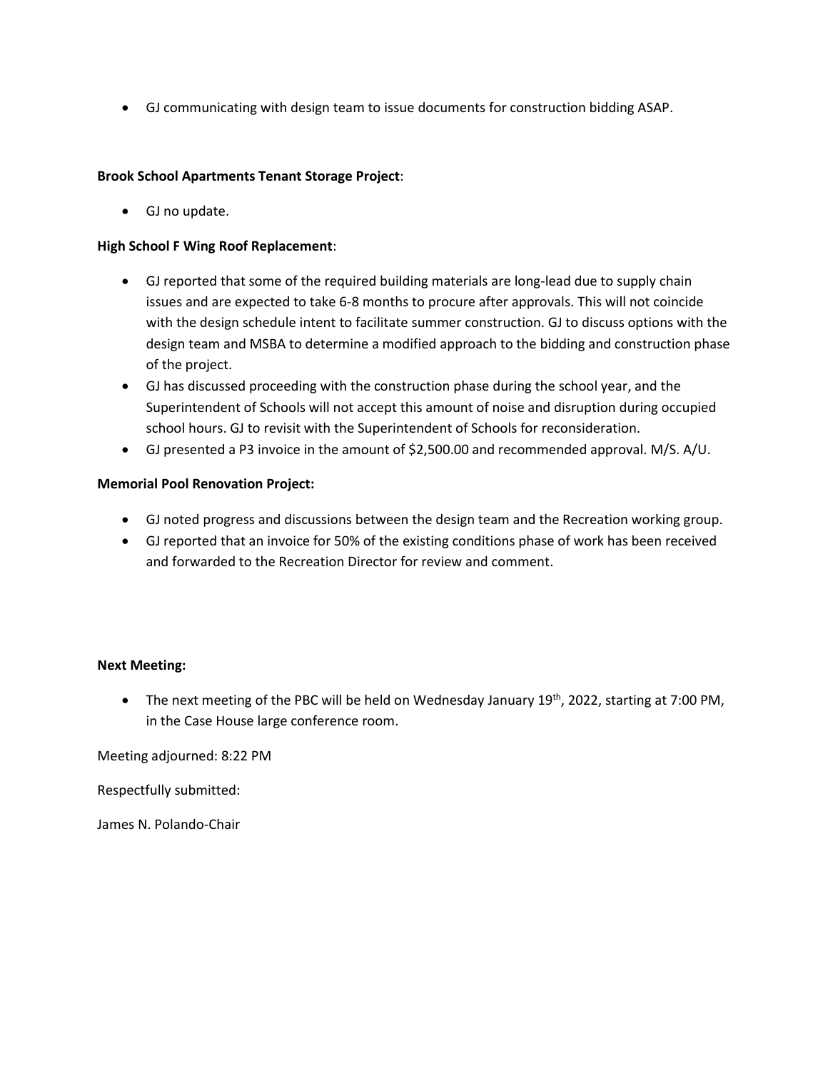- GJ communicating with design team to issue documents for construction bidding ASAP.

**Brook School Apartments Tenant Storage Project**:

- GJ no update.

**High School F Wing Roof Replacement**:

- GJ reported that some of the required building materials are long-lead due to supply chain issues and are expected to take 6-8 months to procure after approvals. This will not coincide with the design schedule intent to facilitate summer construction. GJ to discuss options with the design team and MSBA to determine a modified approach to the bidding and construction phase of the project.
- GJ has discussed proceeding with the construction phase during the school year, and the Superintendent of Schools will not accept this amount of noise and disruption during occupied school hours. GJ to revisit with the Superintendent of Schools for reconsideration.
- GJ presented a P3 invoice in the amount of $2,500.00 and recommended approval. M/S. A/U.

**Memorial Pool Renovation Project:**

- GJ noted progress and discussions between the design team and the Recreation working group.
- GJ reported that an invoice for 50% of the existing conditions phase of work has been received and forwarded to the Recreation Director for review and comment.

**Next Meeting:**

- The next meeting of the PBC will be held on Wednesday January 19th, 2022, starting at 7:00 PM, in the Case House large conference room.

Meeting adjourned: 8:22 PM

Respectfully submitted:

James N. Polando-Chair